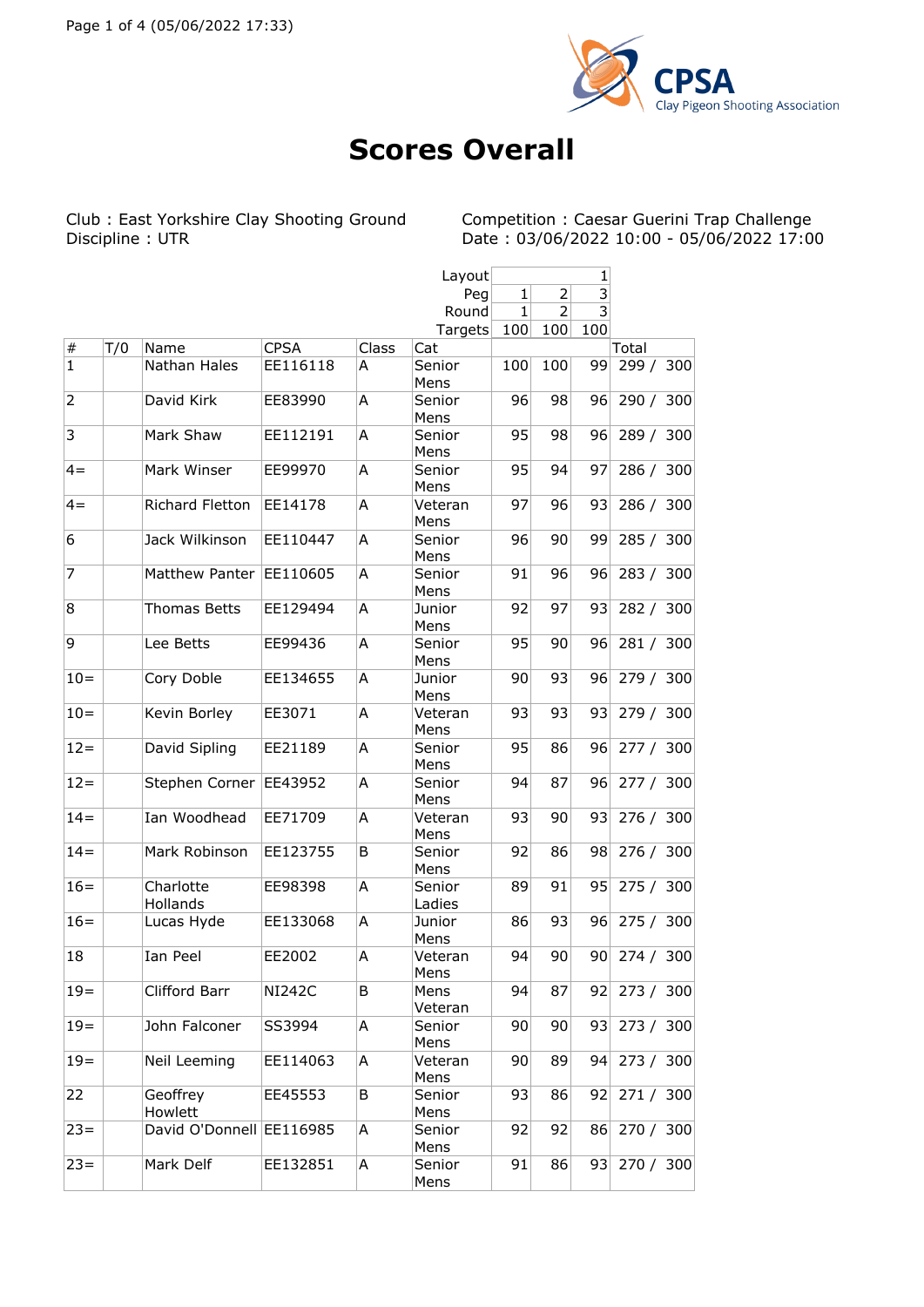CPSA Clay Pigeon Shooting Association

# Scores Overall

Club : East Yorkshire Clay Shooting Ground
Discipline : UTR

Competition : Caesar Guerini Trap Challenge
Date : 03/06/2022 10:00 - 05/06/2022 17:00

| # | T/0 | Name | CPSA | Class | Cat | Layout | | 1 | Total |
|---|---|---|---|---|---|---|---|---|---|
| | | | | | Peg | 1 | 2 | 3 | |
| | | | | | Round | 1 | 2 | 3 | |
| | | | | | Targets | 100 | 100 | 100 | |
| 1 | | Nathan Hales | EE116118 | A | Senior Mens | 100 | 100 | 99 | 299 / 300 |
| 2 | | David Kirk | EE83990 | A | Senior Mens | 96 | 98 | 96 | 290 / 300 |
| 3 | | Mark Shaw | EE112191 | A | Senior Mens | 95 | 98 | 96 | 289 / 300 |
| 4= | | Mark Winser | EE99970 | A | Senior Mens | 95 | 94 | 97 | 286 / 300 |
| 4= | | Richard Fletton | EE14178 | A | Veteran Mens | 97 | 96 | 93 | 286 / 300 |
| 6 | | Jack Wilkinson | EE110447 | A | Senior Mens | 96 | 90 | 99 | 285 / 300 |
| 7 | | Matthew Panter | EE110605 | A | Senior Mens | 91 | 96 | 96 | 283 / 300 |
| 8 | | Thomas Betts | EE129494 | A | Junior Mens | 92 | 97 | 93 | 282 / 300 |
| 9 | | Lee Betts | EE99436 | A | Senior Mens | 95 | 90 | 96 | 281 / 300 |
| 10= | | Cory Doble | EE134655 | A | Junior Mens | 90 | 93 | 96 | 279 / 300 |
| 10= | | Kevin Borley | EE3071 | A | Veteran Mens | 93 | 93 | 93 | 279 / 300 |
| 12= | | David Sipling | EE21189 | A | Senior Mens | 95 | 86 | 96 | 277 / 300 |
| 12= | | Stephen Corner | EE43952 | A | Senior Mens | 94 | 87 | 96 | 277 / 300 |
| 14= | | Ian Woodhead | EE71709 | A | Veteran Mens | 93 | 90 | 93 | 276 / 300 |
| 14= | | Mark Robinson | EE123755 | B | Senior Mens | 92 | 86 | 98 | 276 / 300 |
| 16= | | Charlotte Hollands | EE98398 | A | Senior Ladies | 89 | 91 | 95 | 275 / 300 |
| 16= | | Lucas Hyde | EE133068 | A | Junior Mens | 86 | 93 | 96 | 275 / 300 |
| 18 | | Ian Peel | EE2002 | A | Veteran Mens | 94 | 90 | 90 | 274 / 300 |
| 19= | | Clifford Barr | NI242C | B | Mens Veteran | 94 | 87 | 92 | 273 / 300 |
| 19= | | John Falconer | SS3994 | A | Senior Mens | 90 | 90 | 93 | 273 / 300 |
| 19= | | Neil Leeming | EE114063 | A | Veteran Mens | 90 | 89 | 94 | 273 / 300 |
| 22 | | Geoffrey Howlett | EE45553 | B | Senior Mens | 93 | 86 | 92 | 271 / 300 |
| 23= | | David O'Donnell | EE116985 | A | Senior Mens | 92 | 92 | 86 | 270 / 300 |
| 23= | | Mark Delf | EE132851 | A | Senior Mens | 91 | 86 | 93 | 270 / 300 |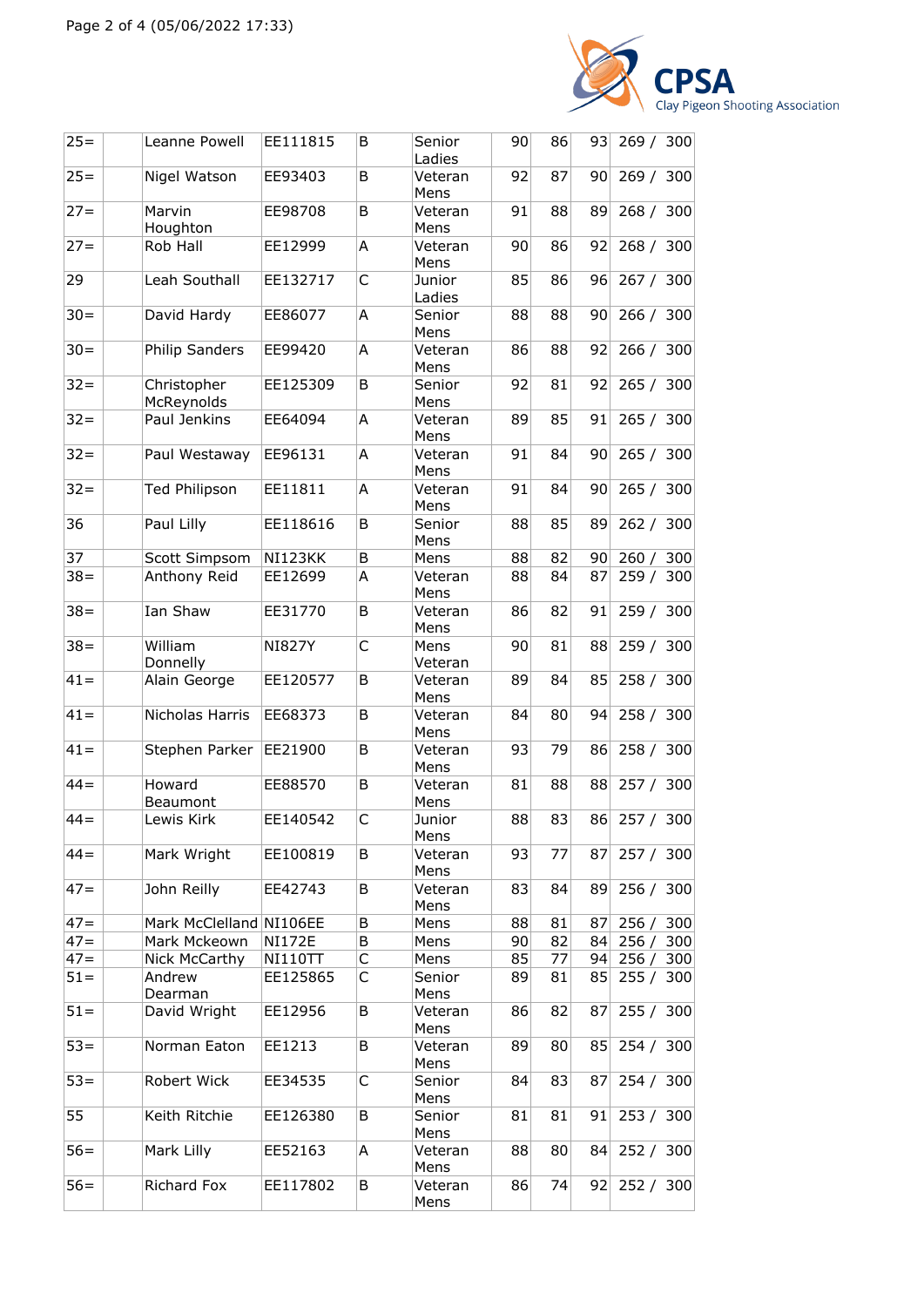| 25= | | Leanne Powell | EE111815 | B | Senior Ladies | 90 | 86 | 93 | 269 / 300 |
|---|---|---|---|---|---|---|---|---|---|
| 25= | | Nigel Watson | EE93403 | B | Veteran Mens | 92 | 87 | 90 | 269 / 300 |
| 27= | | Marvin Houghton | EE98708 | B | Veteran Mens | 91 | 88 | 89 | 268 / 300 |
| 27= | | Rob Hall | EE12999 | A | Veteran Mens | 90 | 86 | 92 | 268 / 300 |
| 29 | | Leah Southall | EE132717 | C | Junior Ladies | 85 | 86 | 96 | 267 / 300 |
| 30= | | David Hardy | EE86077 | A | Senior Mens | 88 | 88 | 90 | 266 / 300 |
| 30= | | Philip Sanders | EE99420 | A | Veteran Mens | 86 | 88 | 92 | 266 / 300 |
| 32= | | Christopher McReynolds | EE125309 | B | Senior Mens | 92 | 81 | 92 | 265 / 300 |
| 32= | | Paul Jenkins | EE64094 | A | Veteran Mens | 89 | 85 | 91 | 265 / 300 |
| 32= | | Paul Westaway | EE96131 | A | Veteran Mens | 91 | 84 | 90 | 265 / 300 |
| 32= | | Ted Philipson | EE11811 | A | Veteran Mens | 91 | 84 | 90 | 265 / 300 |
| 36 | | Paul Lilly | EE118616 | B | Senior Mens | 88 | 85 | 89 | 262 / 300 |
| 37 | | Scott Simpsom | NI123KK | B | Mens | 88 | 82 | 90 | 260 / 300 |
| 38= | | Anthony Reid | EE12699 | A | Veteran Mens | 88 | 84 | 87 | 259 / 300 |
| 38= | | Ian Shaw | EE31770 | B | Veteran Mens | 86 | 82 | 91 | 259 / 300 |
| 38= | | William Donnelly | NI827Y | C | Mens Veteran | 90 | 81 | 88 | 259 / 300 |
| 41= | | Alain George | EE120577 | B | Veteran Mens | 89 | 84 | 85 | 258 / 300 |
| 41= | | Nicholas Harris | EE68373 | B | Veteran Mens | 84 | 80 | 94 | 258 / 300 |
| 41= | | Stephen Parker | EE21900 | B | Veteran Mens | 93 | 79 | 86 | 258 / 300 |
| 44= | | Howard Beaumont | EE88570 | B | Veteran Mens | 81 | 88 | 88 | 257 / 300 |
| 44= | | Lewis Kirk | EE140542 | C | Junior Mens | 88 | 83 | 86 | 257 / 300 |
| 44= | | Mark Wright | EE100819 | B | Veteran Mens | 93 | 77 | 87 | 257 / 300 |
| 47= | | John Reilly | EE42743 | B | Veteran Mens | 83 | 84 | 89 | 256 / 300 |
| 47= | | Mark McClelland | NI106EE | B | Mens | 88 | 81 | 87 | 256 / 300 |
| 47= | | Mark Mckeown | NI172E | B | Mens | 90 | 82 | 84 | 256 / 300 |
| 47= | | Nick McCarthy | NI110TT | C | Mens | 85 | 77 | 94 | 256 / 300 |
| 51= | | Andrew Dearman | EE125865 | C | Senior Mens | 89 | 81 | 85 | 255 / 300 |
| 51= | | David Wright | EE12956 | B | Veteran Mens | 86 | 82 | 87 | 255 / 300 |
| 53= | | Norman Eaton | EE1213 | B | Veteran Mens | 89 | 80 | 85 | 254 / 300 |
| 53= | | Robert Wick | EE34535 | C | Senior Mens | 84 | 83 | 87 | 254 / 300 |
| 55 | | Keith Ritchie | EE126380 | B | Senior Mens | 81 | 81 | 91 | 253 / 300 |
| 56= | | Mark Lilly | EE52163 | A | Veteran Mens | 88 | 80 | 84 | 252 / 300 |
| 56= | | Richard Fox | EE117802 | B | Veteran Mens | 86 | 74 | 92 | 252 / 300 |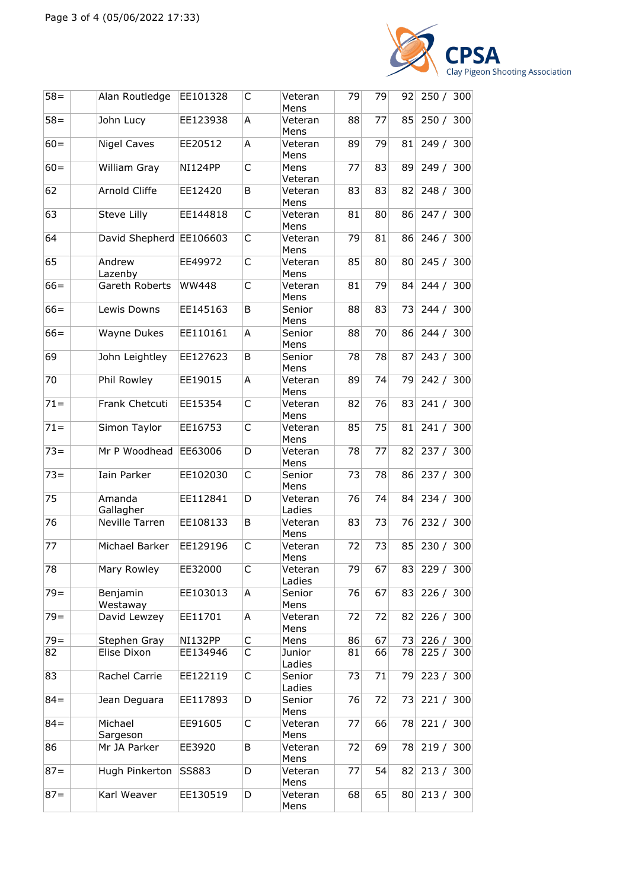| 58= | | Alan Routledge | EE101328 | C | Veteran Mens | 79 | 79 | 92 | 250 / 300 |
|---|---|---|---|---|---|---|---|---|---|
| 58= | | John Lucy | EE123938 | A | Veteran Mens | 88 | 77 | 85 | 250 / 300 |
| 60= | | Nigel Caves | EE20512 | A | Veteran Mens | 89 | 79 | 81 | 249 / 300 |
| 60= | | William Gray | NI124PP | C | Mens Veteran | 77 | 83 | 89 | 249 / 300 |
| 62 | | Arnold Cliffe | EE12420 | B | Veteran Mens | 83 | 83 | 82 | 248 / 300 |
| 63 | | Steve Lilly | EE144818 | C | Veteran Mens | 81 | 80 | 86 | 247 / 300 |
| 64 | | David Shepherd | EE106603 | C | Veteran Mens | 79 | 81 | 86 | 246 / 300 |
| 65 | | Andrew Lazenby | EE49972 | C | Veteran Mens | 85 | 80 | 80 | 245 / 300 |
| 66= | | Gareth Roberts | WW448 | C | Veteran Mens | 81 | 79 | 84 | 244 / 300 |
| 66= | | Lewis Downs | EE145163 | B | Senior Mens | 88 | 83 | 73 | 244 / 300 |
| 66= | | Wayne Dukes | EE110161 | A | Senior Mens | 88 | 70 | 86 | 244 / 300 |
| 69 | | John Leightley | EE127623 | B | Senior Mens | 78 | 78 | 87 | 243 / 300 |
| 70 | | Phil Rowley | EE19015 | A | Veteran Mens | 89 | 74 | 79 | 242 / 300 |
| 71= | | Frank Chetcuti | EE15354 | C | Veteran Mens | 82 | 76 | 83 | 241 / 300 |
| 71= | | Simon Taylor | EE16753 | C | Veteran Mens | 85 | 75 | 81 | 241 / 300 |
| 73= | | Mr P Woodhead | EE63006 | D | Veteran Mens | 78 | 77 | 82 | 237 / 300 |
| 73= | | Iain Parker | EE102030 | C | Senior Mens | 73 | 78 | 86 | 237 / 300 |
| 75 | | Amanda Gallagher | EE112841 | D | Veteran Ladies | 76 | 74 | 84 | 234 / 300 |
| 76 | | Neville Tarren | EE108133 | B | Veteran Mens | 83 | 73 | 76 | 232 / 300 |
| 77 | | Michael Barker | EE129196 | C | Veteran Mens | 72 | 73 | 85 | 230 / 300 |
| 78 | | Mary Rowley | EE32000 | C | Veteran Ladies | 79 | 67 | 83 | 229 / 300 |
| 79= | | Benjamin Westaway | EE103013 | A | Senior Mens | 76 | 67 | 83 | 226 / 300 |
| 79= | | David Lewzey | EE11701 | A | Veteran Mens | 72 | 72 | 82 | 226 / 300 |
| 79= | | Stephen Gray | NI132PP | C | Mens | 86 | 67 | 73 | 226 / 300 |
| 82 | | Elise Dixon | EE134946 | C | Junior Ladies | 81 | 66 | 78 | 225 / 300 |
| 83 | | Rachel Carrie | EE122119 | C | Senior Ladies | 73 | 71 | 79 | 223 / 300 |
| 84= | | Jean Deguara | EE117893 | D | Senior Mens | 76 | 72 | 73 | 221 / 300 |
| 84= | | Michael Sargeson | EE91605 | C | Veteran Mens | 77 | 66 | 78 | 221 / 300 |
| 86 | | Mr JA Parker | EE3920 | B | Veteran Mens | 72 | 69 | 78 | 219 / 300 |
| 87= | | Hugh Pinkerton | SS883 | D | Veteran Mens | 77 | 54 | 82 | 213 / 300 |
| 87= | | Karl Weaver | EE130519 | D | Veteran Mens | 68 | 65 | 80 | 213 / 300 |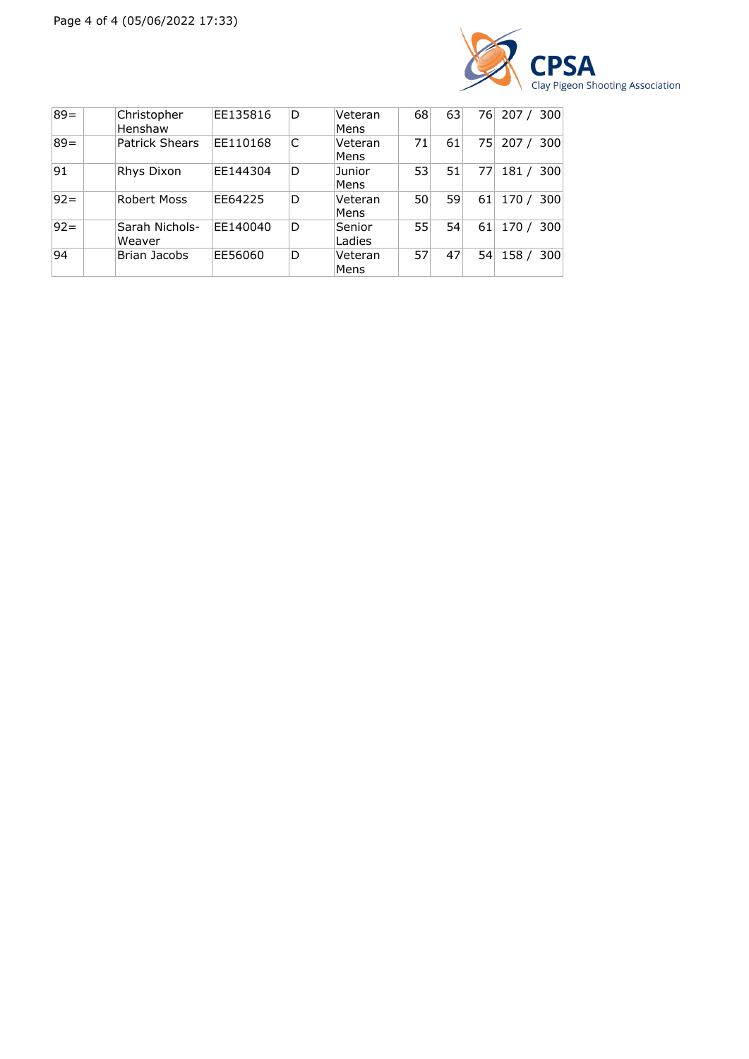| | | | | | | | | | |
|---|---|---|---|---|---|---|---|---|---|
| 89= | | Christopher Henshaw | EE135816 | D | Veteran Mens | 68 | 63 | 76 | 207 / 300 |
| 89= | | Patrick Shears | EE110168 | C | Veteran Mens | 71 | 61 | 75 | 207 / 300 |
| 91 | | Rhys Dixon | EE144304 | D | Junior Mens | 53 | 51 | 77 | 181 / 300 |
| 92= | | Robert Moss | EE64225 | D | Veteran Mens | 50 | 59 | 61 | 170 / 300 |
| 92= | | Sarah Nichols-Weaver | EE140040 | D | Senior Ladies | 55 | 54 | 61 | 170 / 300 |
| 94 | | Brian Jacobs | EE56060 | D | Veteran Mens | 57 | 47 | 54 | 158 / 300 |